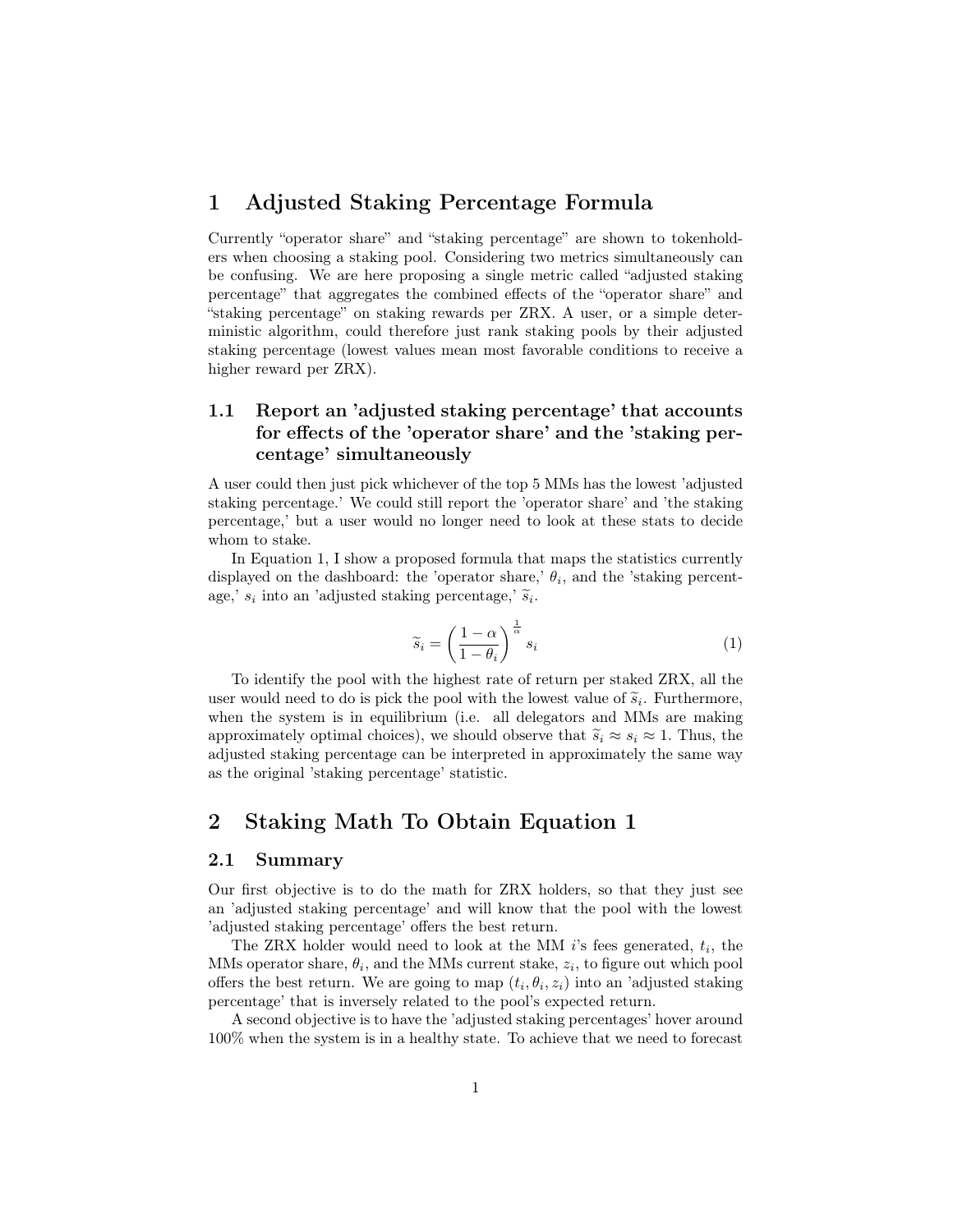# 1 Adjusted Staking Percentage Formula

Currently "operator share" and "staking percentage" are shown to tokenholders when choosing a staking pool. Considering two metrics simultaneously can be confusing. We are here proposing a single metric called "adjusted staking percentage" that aggregates the combined effects of the "operator share" and "staking percentage" on staking rewards per ZRX. A user, or a simple deterministic algorithm, could therefore just rank staking pools by their adjusted staking percentage (lowest values mean most favorable conditions to receive a higher reward per ZRX).

## 1.1 Report an 'adjusted staking percentage' that accounts for effects of the 'operator share' and the 'staking percentage' simultaneously

A user could then just pick whichever of the top 5 MMs has the lowest 'adjusted staking percentage.' We could still report the 'operator share' and 'the staking percentage,' but a user would no longer need to look at these stats to decide whom to stake.

In Equation 1, I show a proposed formula that maps the statistics currently displayed on the dashboard: the 'operator share,' $\theta_i$, and the 'staking percentage,' $s_i$ into an 'adjusted staking percentage,' $\widetilde{s}_i$.

$$\widetilde{s}_i = \left( \frac{1 - \alpha}{1 - \theta_i} \right)^{\frac{1}{\alpha}} s_i \tag{1}$$

To identify the pool with the highest rate of return per staked ZRX, all the user would need to do is pick the pool with the lowest value of $\widetilde{s}_i$. Furthermore, when the system is in equilibrium (i.e. all delegators and MMs are making approximately optimal choices), we should observe that $\widetilde{s}_i \approx s_i \approx 1$. Thus, the adjusted staking percentage can be interpreted in approximately the same way as the original 'staking percentage' statistic.

# 2 Staking Math To Obtain Equation 1

## 2.1 Summary

Our first objective is to do the math for ZRX holders, so that they just see an 'adjusted staking percentage' and will know that the pool with the lowest 'adjusted staking percentage' offers the best return.

The ZRX holder would need to look at the MM $i$'s fees generated, $t_i$, the MMs operator share, $\theta_i$, and the MMs current stake, $z_i$, to figure out which pool offers the best return. We are going to map $(t_i, \theta_i, z_i)$ into an 'adjusted staking percentage' that is inversely related to the pool's expected return.

A second objective is to have the 'adjusted staking percentages' hover around 100% when the system is in a healthy state. To achieve that we need to forecast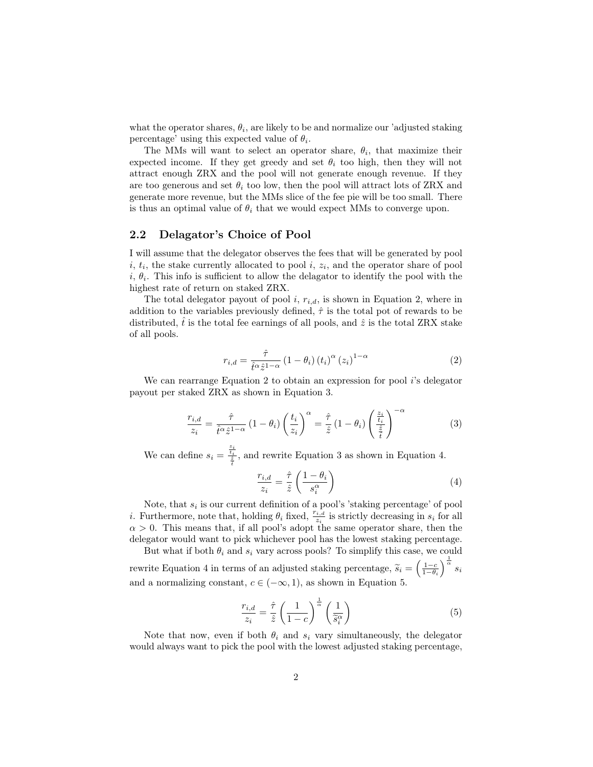what the operator shares, $\theta_i$, are likely to be and normalize our 'adjusted staking percentage' using this expected value of $\theta_i$.

The MMs will want to select an operator share, $\theta_i$, that maximize their expected income. If they get greedy and set $\theta_i$ too high, then they will not attract enough ZRX and the pool will not generate enough revenue. If they are too generous and set $\theta_i$ too low, then the pool will attract lots of ZRX and generate more revenue, but the MMs slice of the fee pie will be too small. There is thus an optimal value of $\theta_i$ that we would expect MMs to converge upon.

## 2.2 Delagator's Choice of Pool

I will assume that the delegator observes the fees that will be generated by pool $i$, $t_i$, the stake currently allocated to pool $i$, $z_i$, and the operator share of pool $i$, $\theta_i$. This info is sufficient to allow the delagator to identify the pool with the highest rate of return on staked ZRX.

The total delegator payout of pool $i$, $r_{i,d}$, is shown in Equation 2, where in addition to the variables previously defined, $\hat{\tau}$ is the total pot of rewards to be distributed, $\hat{t}$ is the total fee earnings of all pools, and $\hat{z}$ is the total ZRX stake of all pools.

$$r_{i,d} = \frac{\hat{\tau}}{\hat{t}^{\alpha}\hat{z}^{1-\alpha}} \left(1-\theta_i\right) \left(t_i\right)^{\alpha} \left(z_i\right)^{1-\alpha} \tag{2}$$

We can rearrange Equation 2 to obtain an expression for pool $i$'s delegator payout per staked ZRX as shown in Equation 3.

$$\frac{r_{i,d}}{z_i} = \frac{\hat{\tau}}{\hat{t}^{\alpha}\hat{z}^{1-\alpha}} \left(1-\theta_i\right) \left(\frac{t_i}{z_i}\right)^{\alpha} = \frac{\hat{\tau}}{\hat{z}} \left(1-\theta_i\right) \left(\frac{\frac{z_i}{t_i}}{\frac{\hat{z}}{\hat{t}}}\right)^{-\alpha} \tag{3}$$

We can define $s_i = \frac{\frac{z_i}{t_i}}{\frac{\hat{z}}{\hat{t}}}$, and rewrite Equation 3 as shown in Equation 4.

$$\frac{r_{i,d}}{z_i} = \frac{\hat{\tau}}{\hat{z}} \left(\frac{1-\theta_i}{s_i^{\alpha}}\right) \tag{4}$$

Note, that $s_i$ is our current definition of a pool's 'staking percentage' of pool $i$. Furthermore, note that, holding $\theta_i$ fixed, $\frac{r_{i,d}}{z_i}$ is strictly decreasing in $s_i$ for all $\alpha > 0$. This means that, if all pool's adopt the same operator share, then the delegator would want to pick whichever pool has the lowest staking percentage.

But what if both $\theta_i$ and $s_i$ vary across pools? To simplify this case, we could rewrite Equation 4 in terms of an adjusted staking percentage, $\widetilde{s}_i = \left(\frac{1-c}{1-\theta_i}\right)^{\frac{1}{\alpha}} s_i$ and a normalizing constant, $c \in (-\infty, 1)$, as shown in Equation 5.

$$\frac{r_{i,d}}{z_i} = \frac{\hat{\tau}}{\hat{z}} \left(\frac{1}{1-c}\right)^{\frac{1}{\alpha}} \left(\frac{1}{\widetilde{s}_i^{\alpha}}\right) \tag{5}$$

Note that now, even if both $\theta_i$ and $s_i$ vary simultaneously, the delegator would always want to pick the pool with the lowest adjusted staking percentage,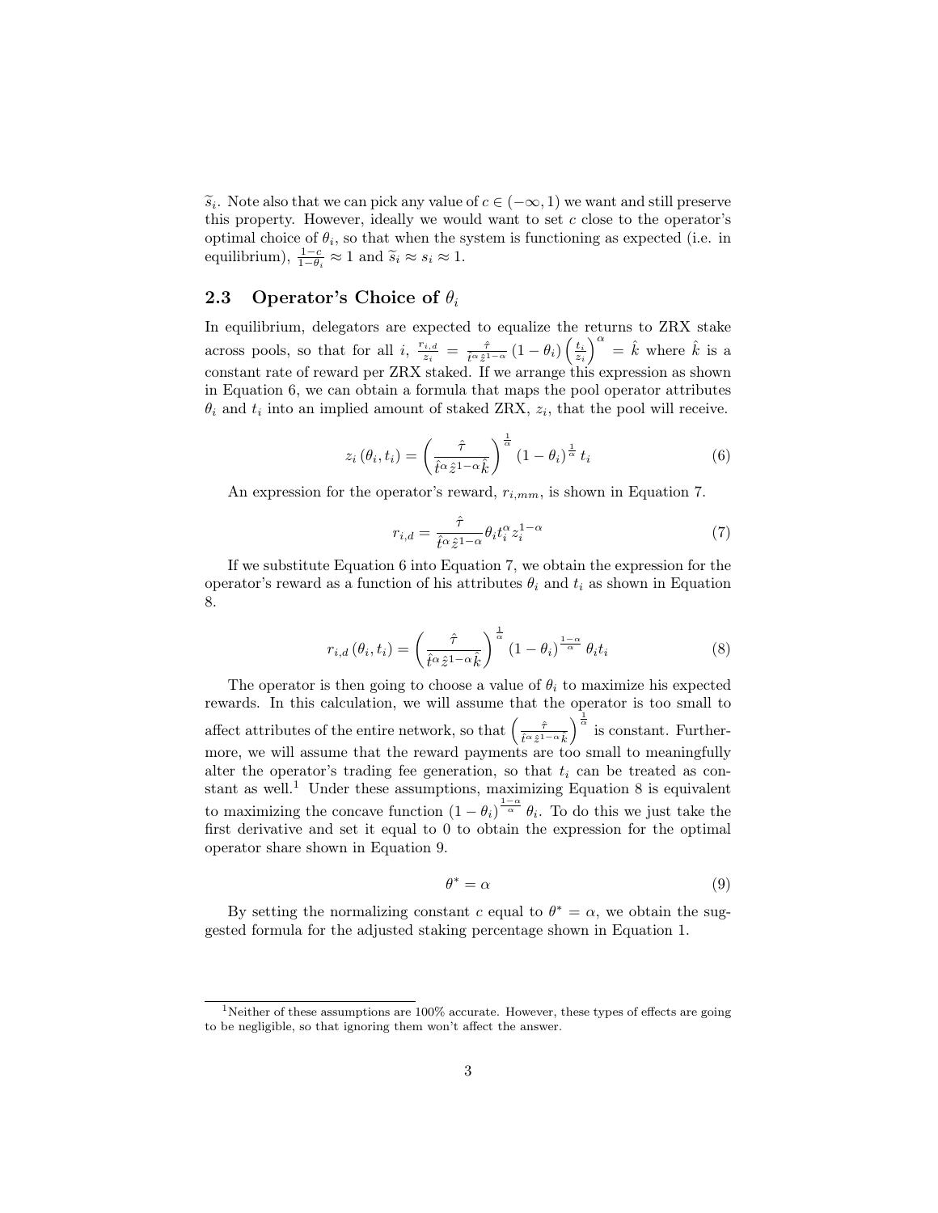$\widetilde{s}_i$. Note also that we can pick any value of $c \in (-\infty, 1)$ we want and still preserve this property. However, ideally we would want to set $c$ close to the operator's optimal choice of $\theta_i$, so that when the system is functioning as expected (i.e. in equilibrium), $\frac{1-c}{1-\theta_i} \approx 1$ and $\widetilde{s}_i \approx s_i \approx 1$.

## 2.3 Operator's Choice of $\theta_i$

In equilibrium, delegators are expected to equalize the returns to ZRX stake across pools, so that for all $i$, $\frac{r_{i,d}}{z_i} = \frac{\hat{\tau}}{\hat{t}^{\alpha}\hat{z}^{1-\alpha}}(1-\theta_i)\left(\frac{t_i}{z_i}\right)^{\alpha} = \hat{k}$ where $\hat{k}$ is a constant rate of reward per ZRX staked. If we arrange this expression as shown in Equation 6, we can obtain a formula that maps the pool operator attributes $\theta_i$ and $t_i$ into an implied amount of staked ZRX, $z_i$, that the pool will receive.

$$z_i(\theta_i, t_i) = \left(\frac{\hat{\tau}}{\hat{t}^{\alpha}\hat{z}^{1-\alpha}\hat{k}}\right)^{\frac{1}{\alpha}} (1-\theta_i)^{\frac{1}{\alpha}} t_i \tag{6}$$

An expression for the operator's reward, $r_{i,mm}$, is shown in Equation 7.

$$r_{i,d} = \frac{\hat{\tau}}{\hat{t}^{\alpha}\hat{z}^{1-\alpha}} \theta_i t_i^{\alpha} z_i^{1-\alpha} \tag{7}$$

If we substitute Equation 6 into Equation 7, we obtain the expression for the operator's reward as a function of his attributes $\theta_i$ and $t_i$ as shown in Equation 8.

$$r_{i,d}(\theta_i, t_i) = \left(\frac{\hat{\tau}}{\hat{t}^{\alpha}\hat{z}^{1-\alpha}\hat{k}}\right)^{\frac{1}{\alpha}} (1-\theta_i)^{\frac{1-\alpha}{\alpha}} \theta_i t_i \tag{8}$$

The operator is then going to choose a value of $\theta_i$ to maximize his expected rewards. In this calculation, we will assume that the operator is too small to affect attributes of the entire network, so that $\left(\frac{\hat{\tau}}{\hat{t}^{\alpha}\hat{z}^{1-\alpha}\hat{k}}\right)^{\frac{1}{\alpha}}$ is constant. Furthermore, we will assume that the reward payments are too small to meaningfully alter the operator's trading fee generation, so that $t_i$ can be treated as constant as well.[1] Under these assumptions, maximizing Equation 8 is equivalent to maximizing the concave function $(1-\theta_i)^{\frac{1-\alpha}{\alpha}} \theta_i$. To do this we just take the first derivative and set it equal to 0 to obtain the expression for the optimal operator share shown in Equation 9.

$$\theta^* = \alpha \tag{9}$$

By setting the normalizing constant $c$ equal to $\theta^* = \alpha$, we obtain the suggested formula for the adjusted staking percentage shown in Equation 1.

[1] Neither of these assumptions are 100% accurate. However, these types of effects are going to be negligible, so that ignoring them won't affect the answer.